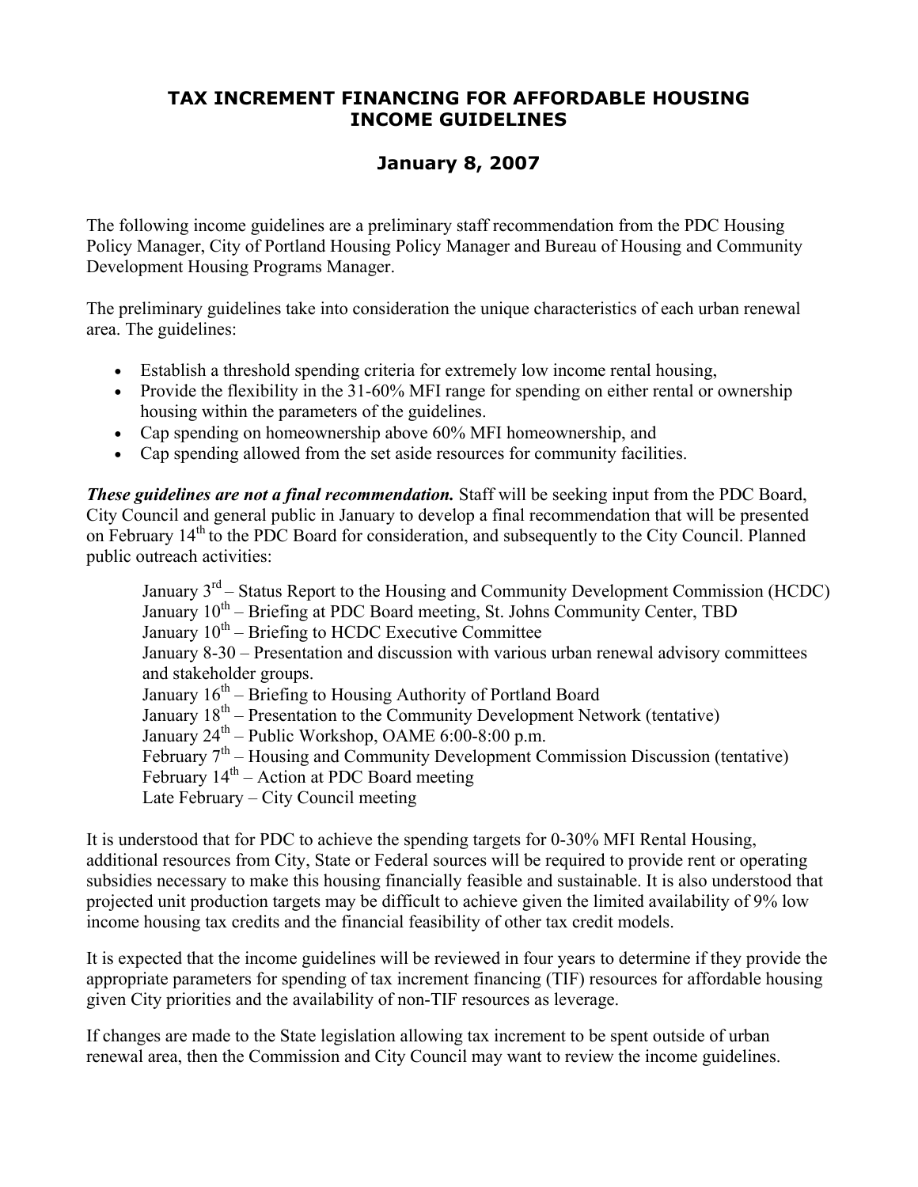# TAX INCREMENT FINANCING FOR AFFORDABLE HOUSING INCOME GUIDELINES

## January 8, 2007

The following income guidelines are a preliminary staff recommendation from the PDC Housing Policy Manager, City of Portland Housing Policy Manager and Bureau of Housing and Community Development Housing Programs Manager.

The preliminary guidelines take into consideration the unique characteristics of each urban renewal area. The guidelines:

- Establish a threshold spending criteria for extremely low income rental housing,
- Provide the flexibility in the 31-60% MFI range for spending on either rental or ownership housing within the parameters of the guidelines.
- Cap spending on homeownership above 60% MFI homeownership, and
- Cap spending allowed from the set aside resources for community facilities.

***These guidelines are not a final recommendation.*** Staff will be seeking input from the PDC Board, City Council and general public in January to develop a final recommendation that will be presented on February 14th to the PDC Board for consideration, and subsequently to the City Council. Planned public outreach activities:

> January 3rd – Status Report to the Housing and Community Development Commission (HCDC)
> January 10th – Briefing at PDC Board meeting, St. Johns Community Center, TBD
> January 10th – Briefing to HCDC Executive Committee
> January 8-30 – Presentation and discussion with various urban renewal advisory committees and stakeholder groups.
> January 16th – Briefing to Housing Authority of Portland Board
> January 18th – Presentation to the Community Development Network (tentative)
> January 24th – Public Workshop, OAME 6:00-8:00 p.m.
> February 7th – Housing and Community Development Commission Discussion (tentative)
> February 14th – Action at PDC Board meeting
> Late February – City Council meeting

It is understood that for PDC to achieve the spending targets for 0-30% MFI Rental Housing, additional resources from City, State or Federal sources will be required to provide rent or operating subsidies necessary to make this housing financially feasible and sustainable. It is also understood that projected unit production targets may be difficult to achieve given the limited availability of 9% low income housing tax credits and the financial feasibility of other tax credit models.

It is expected that the income guidelines will be reviewed in four years to determine if they provide the appropriate parameters for spending of tax increment financing (TIF) resources for affordable housing given City priorities and the availability of non-TIF resources as leverage.

If changes are made to the State legislation allowing tax increment to be spent outside of urban renewal area, then the Commission and City Council may want to review the income guidelines.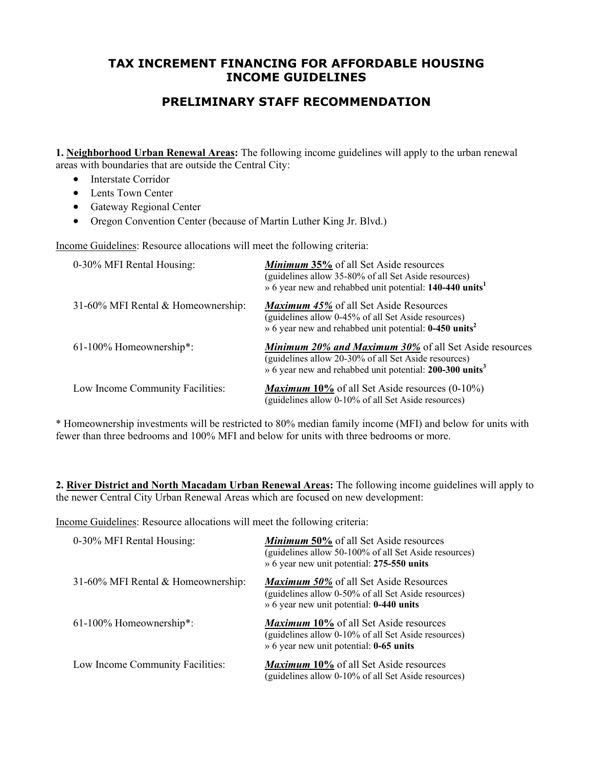# TAX INCREMENT FINANCING FOR AFFORDABLE HOUSING INCOME GUIDELINES

## PRELIMINARY STAFF RECOMMENDATION

**1. Neighborhood Urban Renewal Areas:** The following income guidelines will apply to the urban renewal areas with boundaries that are outside the Central City:

- Interstate Corridor
- Lents Town Center
- Gateway Regional Center
- Oregon Convention Center (because of Martin Luther King Jr. Blvd.)

Income Guidelines: Resource allocations will meet the following criteria:

| | |
|---|---|
| 0-30% MFI Rental Housing: | ***Minimum* 35%** of all Set Aside resources<br>(guidelines allow 35-80% of all Set Aside resources)<br>» 6 year new and rehabbed unit potential: **140-440 units**[1] |
| 31-60% MFI Rental & Homeownership: | ***Maximum 45%*** of all Set Aside Resources<br>(guidelines allow 0-45% of all Set Aside resources)<br>» 6 year new and rehabbed unit potential: **0-450 units**[2] |
| 61-100% Homeownership*: | ***Minimum 20% and Maximum 30%*** of all Set Aside resources<br>(guidelines allow 20-30% of all Set Aside resources)<br>» 6 year new and rehabbed unit potential: **200-300 units**[3] |
| Low Income Community Facilities: | ***Maximum* 10%** of all Set Aside resources (0-10%)<br>(guidelines allow 0-10% of all Set Aside resources) |

* Homeownership investments will be restricted to 80% median family income (MFI) and below for units with fewer than three bedrooms and 100% MFI and below for units with three bedrooms or more.

**2. River District and North Macadam Urban Renewal Areas:** The following income guidelines will apply to the newer Central City Urban Renewal Areas which are focused on new development:

Income Guidelines: Resource allocations will meet the following criteria:

| | |
|---|---|
| 0-30% MFI Rental Housing: | ***Minimum* 50%** of all Set Aside resources<br>(guidelines allow 50-100% of all Set Aside resources)<br>» 6 year new unit potential: **275-550 units** |
| 31-60% MFI Rental & Homeownership: | ***Maximum 50%*** of all Set Aside Resources<br>(guidelines allow 0-50% of all Set Aside resources)<br>» 6 year new unit potential: **0-440 units** |
| 61-100% Homeownership*: | ***Maximum* 10%** of all Set Aside resources<br>(guidelines allow 0-10% of all Set Aside resources)<br>» 6 year new unit potential: **0-65 units** |
| Low Income Community Facilities: | ***Maximum* 10%** of all Set Aside resources<br>(guidelines allow 0-10% of all Set Aside resources) |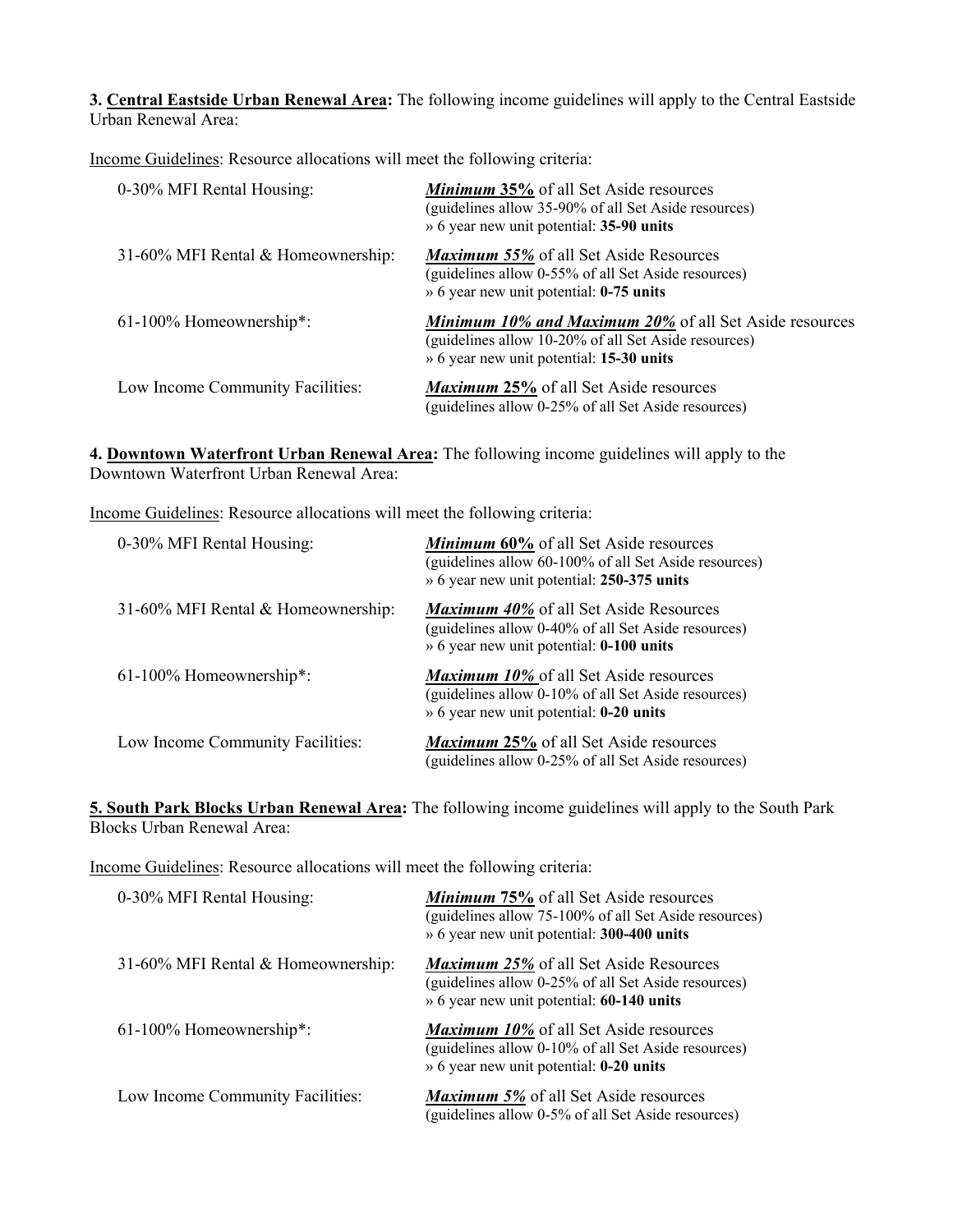**3. <u>Central Eastside Urban Renewal Area</u>:** The following income guidelines will apply to the Central Eastside Urban Renewal Area:

<u>Income Guidelines</u>: Resource allocations will meet the following criteria:

| | |
|---|---|
| 0-30% MFI Rental Housing: | ***<u>Minimum</u>* <u>35%</u>** of all Set Aside resources<br>(guidelines allow 35-90% of all Set Aside resources)<br>» 6 year new unit potential: **35-90 units** |
| 31-60% MFI Rental & Homeownership: | ***<u>Maximum 55%</u>*** of all Set Aside Resources<br>(guidelines allow 0-55% of all Set Aside resources)<br>» 6 year new unit potential: **0-75 units** |
| 61-100% Homeownership*: | ***<u>Minimum 10% and Maximum 20%</u>*** of all Set Aside resources<br>(guidelines allow 10-20% of all Set Aside resources)<br>» 6 year new unit potential: **15-30 units** |
| Low Income Community Facilities: | ***<u>Maximum</u>* <u>25%</u>** of all Set Aside resources<br>(guidelines allow 0-25% of all Set Aside resources) |

**4. <u>Downtown Waterfront Urban Renewal Area</u>:** The following income guidelines will apply to the Downtown Waterfront Urban Renewal Area:

<u>Income Guidelines</u>: Resource allocations will meet the following criteria:

| | |
|---|---|
| 0-30% MFI Rental Housing: | ***<u>Minimum</u>* <u>60%</u>** of all Set Aside resources<br>(guidelines allow 60-100% of all Set Aside resources)<br>» 6 year new unit potential: **250-375 units** |
| 31-60% MFI Rental & Homeownership: | ***<u>Maximum 40%</u>*** of all Set Aside Resources<br>(guidelines allow 0-40% of all Set Aside resources)<br>» 6 year new unit potential: **0-100 units** |
| 61-100% Homeownership*: | ***<u>Maximum 10%</u>*** of all Set Aside resources<br>(guidelines allow 0-10% of all Set Aside resources)<br>» 6 year new unit potential: **0-20 units** |
| Low Income Community Facilities: | ***<u>Maximum</u>* <u>25%</u>** of all Set Aside resources<br>(guidelines allow 0-25% of all Set Aside resources) |

**5. <u>South Park Blocks Urban Renewal Area</u>:** The following income guidelines will apply to the South Park Blocks Urban Renewal Area:

<u>Income Guidelines</u>: Resource allocations will meet the following criteria:

| | |
|---|---|
| 0-30% MFI Rental Housing: | ***<u>Minimum</u>* <u>75%</u>** of all Set Aside resources<br>(guidelines allow 75-100% of all Set Aside resources)<br>» 6 year new unit potential: **300-400 units** |
| 31-60% MFI Rental & Homeownership: | ***<u>Maximum 25%</u>*** of all Set Aside Resources<br>(guidelines allow 0-25% of all Set Aside resources)<br>» 6 year new unit potential: **60-140 units** |
| 61-100% Homeownership*: | ***<u>Maximum 10%</u>*** of all Set Aside resources<br>(guidelines allow 0-10% of all Set Aside resources)<br>» 6 year new unit potential: **0-20 units** |
| Low Income Community Facilities: | ***<u>Maximum 5%</u>*** of all Set Aside resources<br>(guidelines allow 0-5% of all Set Aside resources) |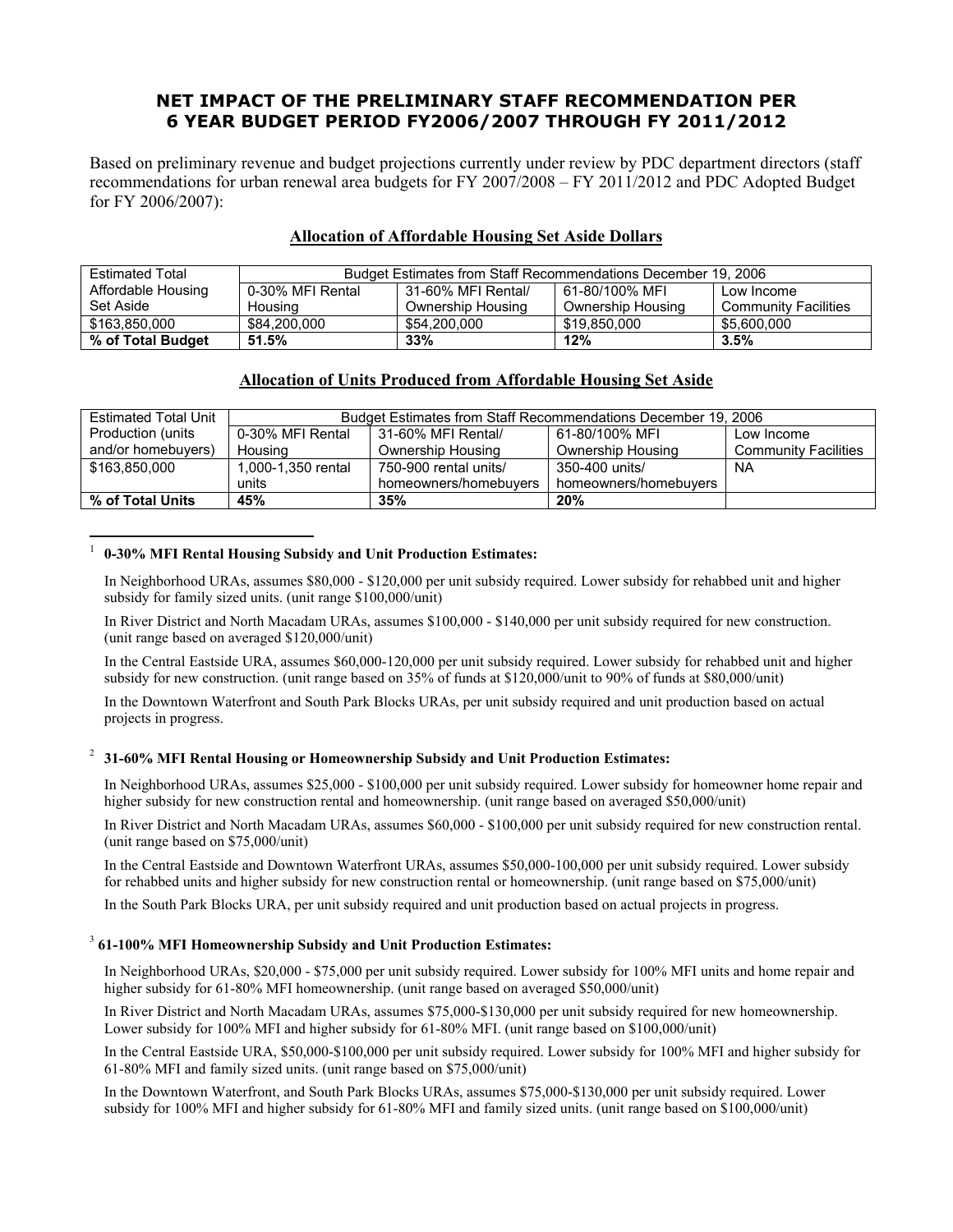## NET IMPACT OF THE PRELIMINARY STAFF RECOMMENDATION PER 6 YEAR BUDGET PERIOD FY2006/2007 THROUGH FY 2011/2012

Based on preliminary revenue and budget projections currently under review by PDC department directors (staff recommendations for urban renewal area budgets for FY 2007/2008 – FY 2011/2012 and PDC Adopted Budget for FY 2006/2007):

### Allocation of Affordable Housing Set Aside Dollars

| Estimated Total Affordable Housing Set Aside | Budget Estimates from Staff Recommendations December 19, 2006 | | | |
|---|---|---|---|---|
| | 0-30% MFI Rental Housing | 31-60% MFI Rental/ Ownership Housing | 61-80/100% MFI Ownership Housing | Low Income Community Facilities |
| $163,850,000 | $84,200,000 | $54,200,000 | $19,850,000 | $5,600,000 |
| **% of Total Budget** | **51.5%** | **33%** | **12%** | **3.5%** |

### Allocation of Units Produced from Affordable Housing Set Aside

| Estimated Total Unit Production (units and/or homebuyers) | Budget Estimates from Staff Recommendations December 19, 2006 | | | |
|---|---|---|---|---|
| | 0-30% MFI Rental Housing | 31-60% MFI Rental/ Ownership Housing | 61-80/100% MFI Ownership Housing | Low Income Community Facilities |
| $163,850,000 | 1,000-1,350 rental units | 750-900 rental units/ homeowners/homebuyers | 350-400 units/ homeowners/homebuyers | NA |
| **% of Total Units** | **45%** | **35%** | **20%** | |

[1] **0-30% MFI Rental Housing Subsidy and Unit Production Estimates:**

In Neighborhood URAs, assumes $80,000 - $120,000 per unit subsidy required. Lower subsidy for rehabbed unit and higher subsidy for family sized units. (unit range $100,000/unit)

In River District and North Macadam URAs, assumes $100,000 - $140,000 per unit subsidy required for new construction. (unit range based on averaged $120,000/unit)

In the Central Eastside URA, assumes $60,000-120,000 per unit subsidy required. Lower subsidy for rehabbed unit and higher subsidy for new construction. (unit range based on 35% of funds at $120,000/unit to 90% of funds at $80,000/unit)

In the Downtown Waterfront and South Park Blocks URAs, per unit subsidy required and unit production based on actual projects in progress.

[2] **31-60% MFI Rental Housing or Homeownership Subsidy and Unit Production Estimates:**

In Neighborhood URAs, assumes $25,000 - $100,000 per unit subsidy required. Lower subsidy for homeowner home repair and higher subsidy for new construction rental and homeownership. (unit range based on averaged $50,000/unit)

In River District and North Macadam URAs, assumes $60,000 - $100,000 per unit subsidy required for new construction rental. (unit range based on $75,000/unit)

In the Central Eastside and Downtown Waterfront URAs, assumes $50,000-100,000 per unit subsidy required. Lower subsidy for rehabbed units and higher subsidy for new construction rental or homeownership. (unit range based on $75,000/unit)

In the South Park Blocks URA, per unit subsidy required and unit production based on actual projects in progress.

[3] **61-100% MFI Homeownership Subsidy and Unit Production Estimates:**

In Neighborhood URAs, $20,000 - $75,000 per unit subsidy required. Lower subsidy for 100% MFI units and home repair and higher subsidy for 61-80% MFI homeownership. (unit range based on averaged $50,000/unit)

In River District and North Macadam URAs, assumes $75,000-$130,000 per unit subsidy required for new homeownership. Lower subsidy for 100% MFI and higher subsidy for 61-80% MFI. (unit range based on $100,000/unit)

In the Central Eastside URA, $50,000-$100,000 per unit subsidy required. Lower subsidy for 100% MFI and higher subsidy for 61-80% MFI and family sized units. (unit range based on $75,000/unit)

In the Downtown Waterfront, and South Park Blocks URAs, assumes $75,000-$130,000 per unit subsidy required. Lower subsidy for 100% MFI and higher subsidy for 61-80% MFI and family sized units. (unit range based on $100,000/unit)